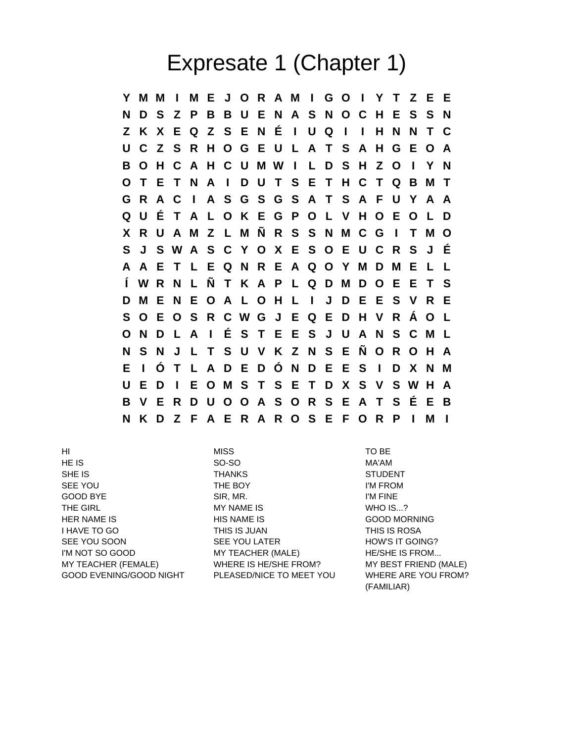# Expresate 1 (Chapter 1)

```
Y M M I M E J O R A M I G O I Y T Z E E
N D S Z P B B U E N A S N O C H E S S N
Z K X E Q Z S E N É I U Q I I H N N T C
U C Z S R H O G E U L A T S A H G E O A
B O H C A H C U M W I L D S H Z O I Y N
O T E T N A I D U T S E T H C T Q B M T
G R A C I A S G S G S A T S A F U Y A A
Q U É T A L O K E G P O L V H O E O L D
X R U A M Z L M Ñ R S S N M C G I T M O
S J S W A S C Y O X E S O E U C R S J É
A A E T L E Q N R E A Q O Y M D M E L L
Í W R N L Ñ T K A P L Q D M D O E E T S
D M E N E O A L O H L I J D E E S V R E
S O E O S R C W G J E Q E D H V R Á O L
O N D L A I É S T E E S J U A N S C M L
N S N J L T S U V K Z N S E Ñ O R O H A
E I Ó T L A D E D Ó N D E E S I D X N M
U E D I E O M S T S E T D X S V S W H A
B V E R D U O O A S O R S E A T S É E B
N K D Z F A E R A R O S E F O R P I M I
```

HI
HE IS
SHE IS
SEE YOU
GOOD BYE
THE GIRL
HER NAME IS
I HAVE TO GO
SEE YOU SOON
I'M NOT SO GOOD
MY TEACHER (FEMALE)
GOOD EVENING/GOOD NIGHT

MISS
SO-SO
THANKS
THE BOY
SIR, MR.
MY NAME IS
HIS NAME IS
THIS IS JUAN
SEE YOU LATER
MY TEACHER (MALE)
WHERE IS HE/SHE FROM?
PLEASED/NICE TO MEET YOU

TO BE
MA'AM
STUDENT
I'M FROM
I'M FINE
WHO IS...?
GOOD MORNING
THIS IS ROSA
HOW'S IT GOING?
HE/SHE IS FROM...
MY BEST FRIEND (MALE)
WHERE ARE YOU FROM? (FAMILIAR)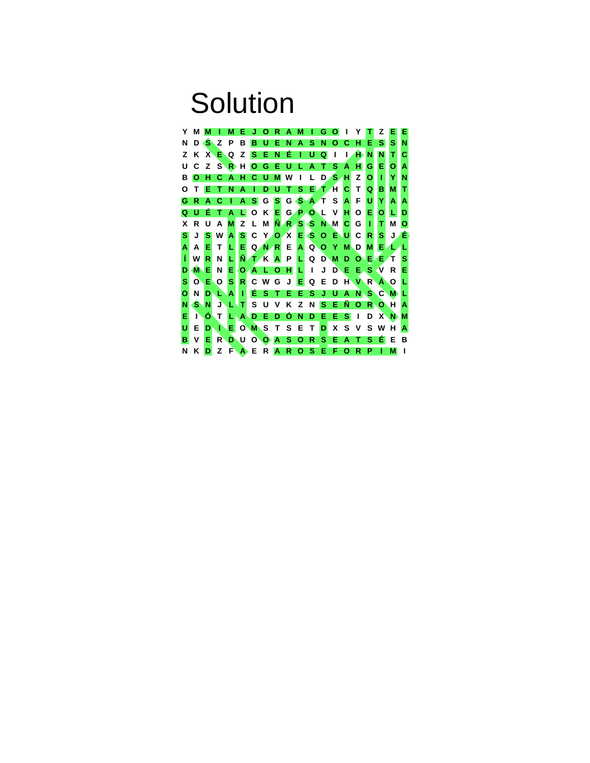# Solution

| | | | | | | | | | | | | | | | | | | | |
|---|---|---|---|---|---|---|---|---|---|---|---|---|---|---|---|---|---|---|---|
| Y | M | M | I | M | E | J | O | R | A | M | I | G | O | I | Y | T | Z | E | E |
| N | D | S | Z | P | B | B | U | E | N | A | S | N | O | C | H | E | S | S | N |
| Z | K | X | E | Q | Z | S | E | N | É | I | U | Q | I | I | H | N | N | T | C |
| U | C | Z | S | R | H | O | G | E | U | L | A | T | S | A | H | G | E | O | A |
| B | O | H | C | A | H | C | U | M | W | I | L | D | S | H | Z | O | I | Y | N |
| O | T | E | T | N | A | I | D | U | T | S | E | T | H | C | T | Q | B | M | T |
| G | R | A | C | I | A | S | G | S | G | S | A | T | S | A | F | U | Y | A | A |
| Q | U | É | T | A | L | O | K | E | G | P | O | L | V | H | O | E | O | L | D |
| X | R | U | A | M | Z | L | M | Ñ | R | S | S | N | M | C | G | I | T | M | O |
| S | J | S | W | A | S | C | Y | O | X | E | S | O | E | U | C | R | S | J | É |
| A | A | E | T | L | E | Q | N | R | E | A | Q | O | Y | M | D | M | E | L | L |
| Í | W | R | N | L | Ñ | T | K | A | P | L | Q | D | M | D | O | E | E | T | S |
| D | M | E | N | E | O | A | L | O | H | L | I | J | D | E | E | S | V | R | E |
| S | O | E | O | S | R | C | W | G | J | E | Q | E | D | H | V | R | Á | O | L |
| O | N | D | L | A | I | É | S | T | E | E | S | J | U | A | N | S | C | M | L |
| N | S | N | J | L | T | S | U | V | K | Z | N | S | E | Ñ | O | R | O | H | A |
| E | I | Ó | T | L | A | D | E | D | Ó | N | D | E | E | S | I | D | X | N | M |
| U | E | D | I | E | O | M | S | T | S | E | T | D | X | S | V | S | W | H | A |
| B | V | E | R | D | U | O | O | A | S | O | R | S | E | A | T | S | É | E | B |
| N | K | D | Z | F | A | E | R | A | R | O | S | E | F | O | R | P | I | M | I |